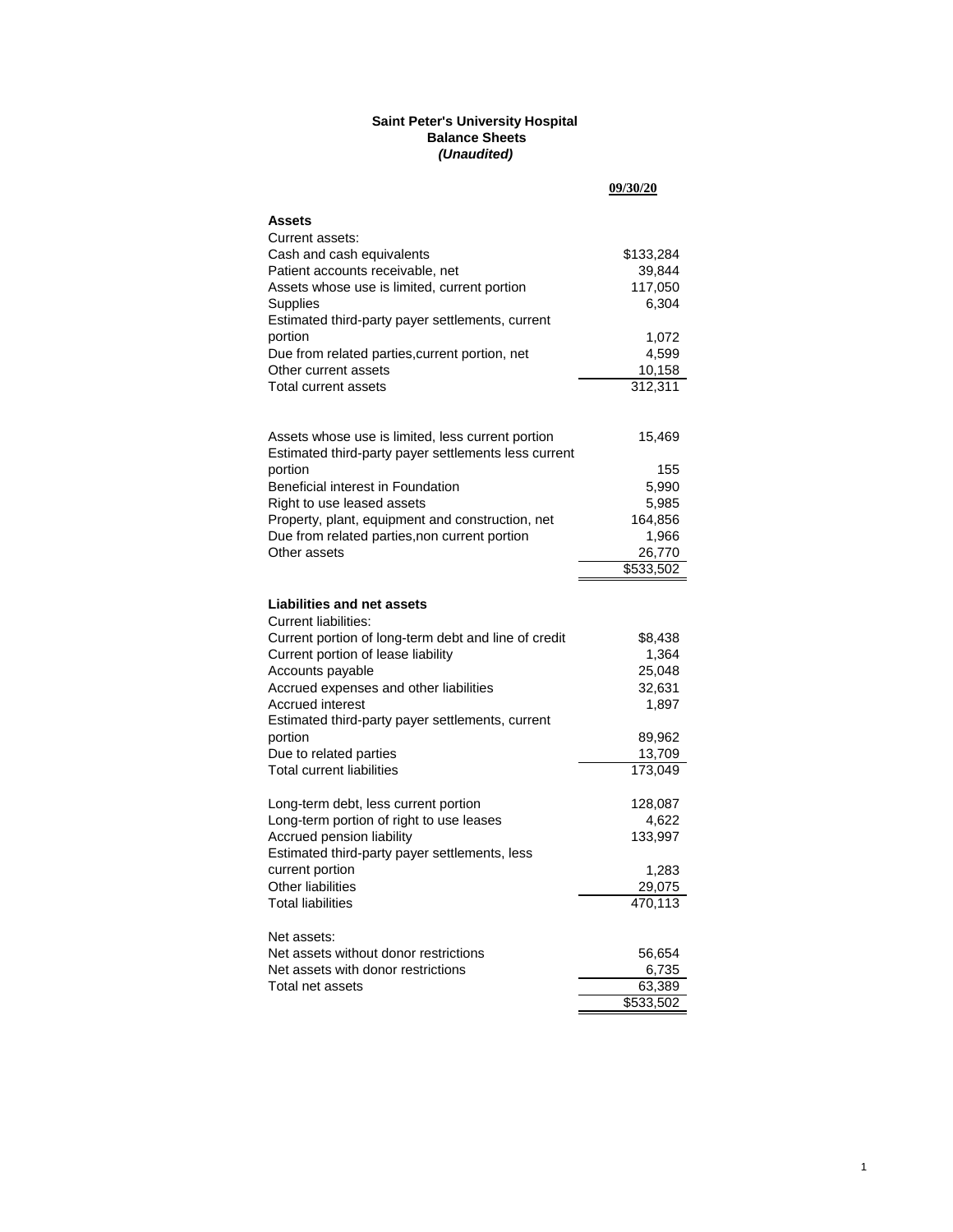**Saint Peter's University Hospital**
**Balance Sheets**
***(Unaudited)***

| | 09/30/20 |
|---|---|
| **Assets** | |
| Current assets: | |
| Cash and cash equivalents | $133,284 |
| Patient accounts receivable, net | 39,844 |
| Assets whose use is limited, current portion | 117,050 |
| Supplies | 6,304 |
| Estimated third-party payer settlements, current portion | 1,072 |
| Due from related parties,current portion, net | 4,599 |
| Other current assets | 10,158 |
| Total current assets | 312,311 |
| | |
| Assets whose use is limited, less current portion | 15,469 |
| Estimated third-party payer settlements less current portion | 155 |
| Beneficial interest in Foundation | 5,990 |
| Right to use leased assets | 5,985 |
| Property, plant, equipment and construction, net | 164,856 |
| Due from related parties,non current portion | 1,966 |
| Other assets | 26,770 |
| | $533,502 |
| | |
| **Liabilities and net assets** | |
| Current liabilities: | |
| Current portion of long-term debt and line of credit | $8,438 |
| Current portion of lease liability | 1,364 |
| Accounts payable | 25,048 |
| Accrued expenses and other liabilities | 32,631 |
| Accrued interest | 1,897 |
| Estimated third-party payer settlements, current portion | 89,962 |
| Due to related parties | 13,709 |
| Total current liabilities | 173,049 |
| | |
| Long-term debt, less current portion | 128,087 |
| Long-term portion of right to use leases | 4,622 |
| Accrued pension liability | 133,997 |
| Estimated third-party payer settlements, less current portion | 1,283 |
| Other liabilities | 29,075 |
| Total liabilities | 470,113 |
| | |
| Net assets: | |
| Net assets without donor restrictions | 56,654 |
| Net assets with donor restrictions | 6,735 |
| Total net assets | 63,389 |
| | $533,502 |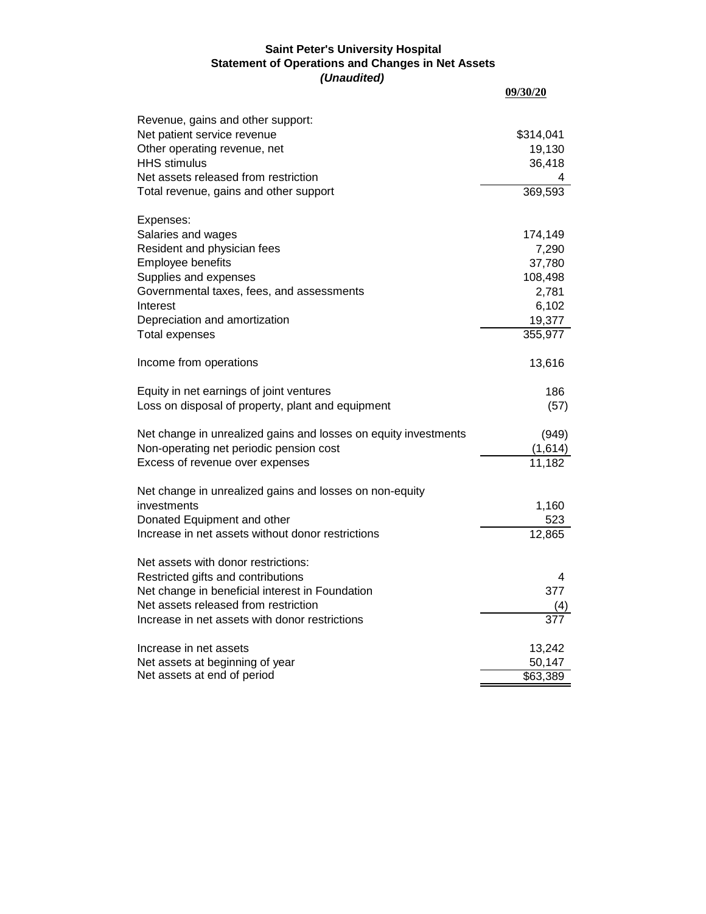**Saint Peter's University Hospital**
**Statement of Operations and Changes in Net Assets**
***(Unaudited)***

| | **09/30/20** |
|---|---|
| Revenue, gains and other support: | |
| Net patient service revenue | $314,041 |
| Other operating revenue, net | 19,130 |
| HHS stimulus | 36,418 |
| Net assets released from restriction | 4 |
| Total revenue, gains and other support | 369,593 |
| | |
| Expenses: | |
| Salaries and wages | 174,149 |
| Resident and physician fees | 7,290 |
| Employee benefits | 37,780 |
| Supplies and expenses | 108,498 |
| Governmental taxes, fees, and assessments | 2,781 |
| Interest | 6,102 |
| Depreciation and amortization | 19,377 |
| Total expenses | 355,977 |
| | |
| Income from operations | 13,616 |
| | |
| Equity in net earnings of joint ventures | 186 |
| Loss on disposal of property, plant and equipment | (57) |
| | |
| Net change in unrealized gains and losses on equity investments | (949) |
| Non-operating net periodic pension cost | (1,614) |
| Excess of revenue over expenses | 11,182 |
| | |
| Net change in unrealized gains and losses on non-equity investments | 1,160 |
| Donated Equipment and other | 523 |
| Increase in net assets without donor restrictions | 12,865 |
| | |
| Net assets with donor restrictions: | |
| Restricted gifts and contributions | 4 |
| Net change in beneficial interest in Foundation | 377 |
| Net assets released from restriction | (4) |
| Increase in net assets with donor restrictions | 377 |
| | |
| Increase in net assets | 13,242 |
| Net assets at beginning of year | 50,147 |
| Net assets at end of period | $63,389 |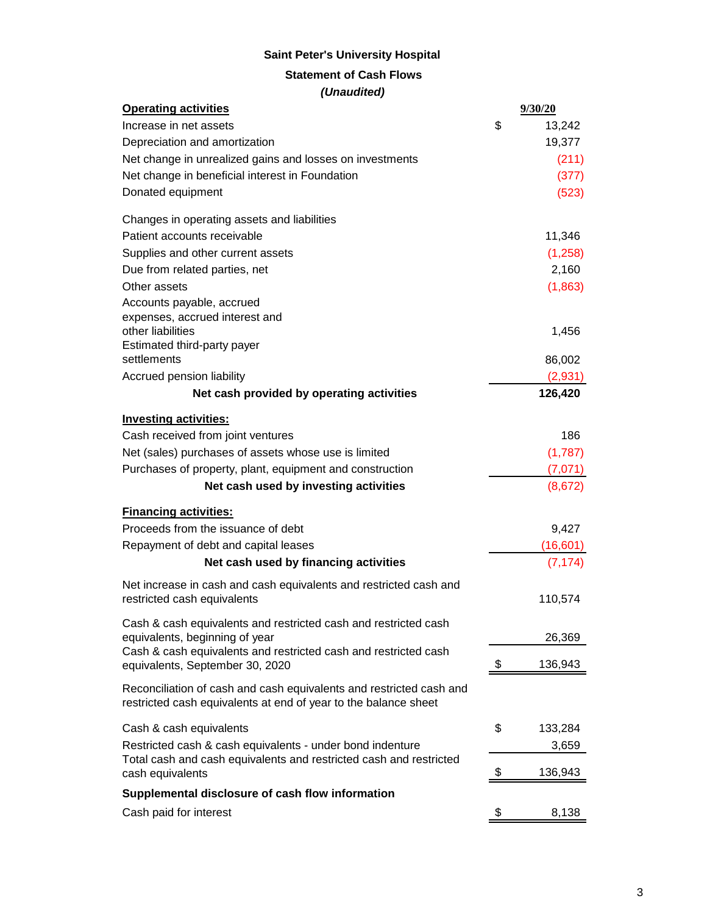**Saint Peter's University Hospital**

**Statement of Cash Flows**

***(Unaudited)***

| **Operating activities** | **9/30/20** |
|---|---|
| Increase in net assets | $ 13,242 |
| Depreciation and amortization | 19,377 |
| Net change in unrealized gains and losses on investments | (211) |
| Net change in beneficial interest in Foundation | (377) |
| Donated equipment | (523) |
| Changes in operating assets and liabilities | |
| Patient accounts receivable | 11,346 |
| Supplies and other current assets | (1,258) |
| Due from related parties, net | 2,160 |
| Other assets | (1,863) |
| Accounts payable, accrued expenses, accrued interest and other liabilities | 1,456 |
| Estimated third-party payer settlements | 86,002 |
| Accrued pension liability | (2,931) |
| **Net cash provided by operating activities** | **126,420** |
| **Investing activities:** | |
| Cash received from joint ventures | 186 |
| Net (sales) purchases of assets whose use is limited | (1,787) |
| Purchases of property, plant, equipment and construction | (7,071) |
| **Net cash used by investing activities** | (8,672) |
| **Financing activities:** | |
| Proceeds from the issuance of debt | 9,427 |
| Repayment of debt and capital leases | (16,601) |
| **Net cash used by financing activities** | (7,174) |
| Net increase in cash and cash equivalents and restricted cash and restricted cash equivalents | 110,574 |
| Cash & cash equivalents and restricted cash and restricted cash equivalents, beginning of year | 26,369 |
| Cash & cash equivalents and restricted cash and restricted cash equivalents, September 30, 2020 | $ 136,943 |
| Reconciliation of cash and cash equivalents and restricted cash and restricted cash equivalents at end of year to the balance sheet | |
| Cash & cash equivalents | $ 133,284 |
| Restricted cash & cash equivalents - under bond indenture | 3,659 |
| Total cash and cash equivalents and restricted cash and restricted cash equivalents | $ 136,943 |
| **Supplemental disclosure of cash flow information** | |
| Cash paid for interest | $ 8,138 |